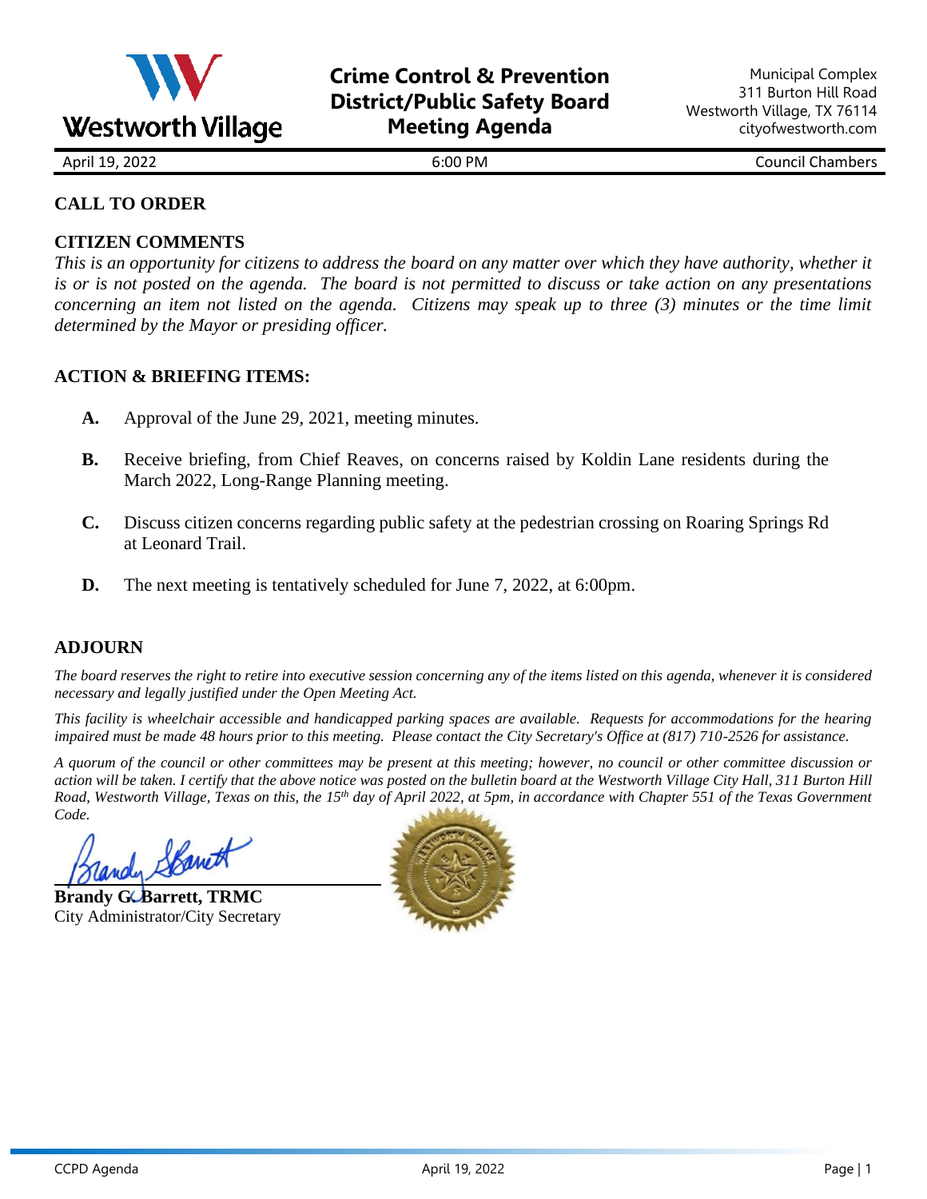Westworth Village

# Crime Control & Prevention District/Public Safety Board Meeting Agenda

Municipal Complex
311 Burton Hill Road
Westworth Village, TX 76114
cityofwestworth.com

April 19, 2022 | 6:00 PM | Council Chambers

## CALL TO ORDER

## CITIZEN COMMENTS

*This is an opportunity for citizens to address the board on any matter over which they have authority, whether it is or is not posted on the agenda. The board is not permitted to discuss or take action on any presentations concerning an item not listed on the agenda. Citizens may speak up to three (3) minutes or the time limit determined by the Mayor or presiding officer.*

## ACTION & BRIEFING ITEMS:

**A.** Approval of the June 29, 2021, meeting minutes.

**B.** Receive briefing, from Chief Reaves, on concerns raised by Koldin Lane residents during the March 2022, Long-Range Planning meeting.

**C.** Discuss citizen concerns regarding public safety at the pedestrian crossing on Roaring Springs Rd at Leonard Trail.

**D.** The next meeting is tentatively scheduled for June 7, 2022, at 6:00pm.

## ADJOURN

*The board reserves the right to retire into executive session concerning any of the items listed on this agenda, whenever it is considered necessary and legally justified under the Open Meeting Act.*

*This facility is wheelchair accessible and handicapped parking spaces are available. Requests for accommodations for the hearing impaired must be made 48 hours prior to this meeting. Please contact the City Secretary's Office at (817) 710-2526 for assistance.*

*A quorum of the council or other committees may be present at this meeting; however, no council or other committee discussion or action will be taken. I certify that the above notice was posted on the bulletin board at the Westworth Village City Hall, 311 Burton Hill Road, Westworth Village, Texas on this, the 15th day of April 2022, at 5pm, in accordance with Chapter 551 of the Texas Government Code.*

**Brandy G. Barrett, TRMC**
City Administrator/City Secretary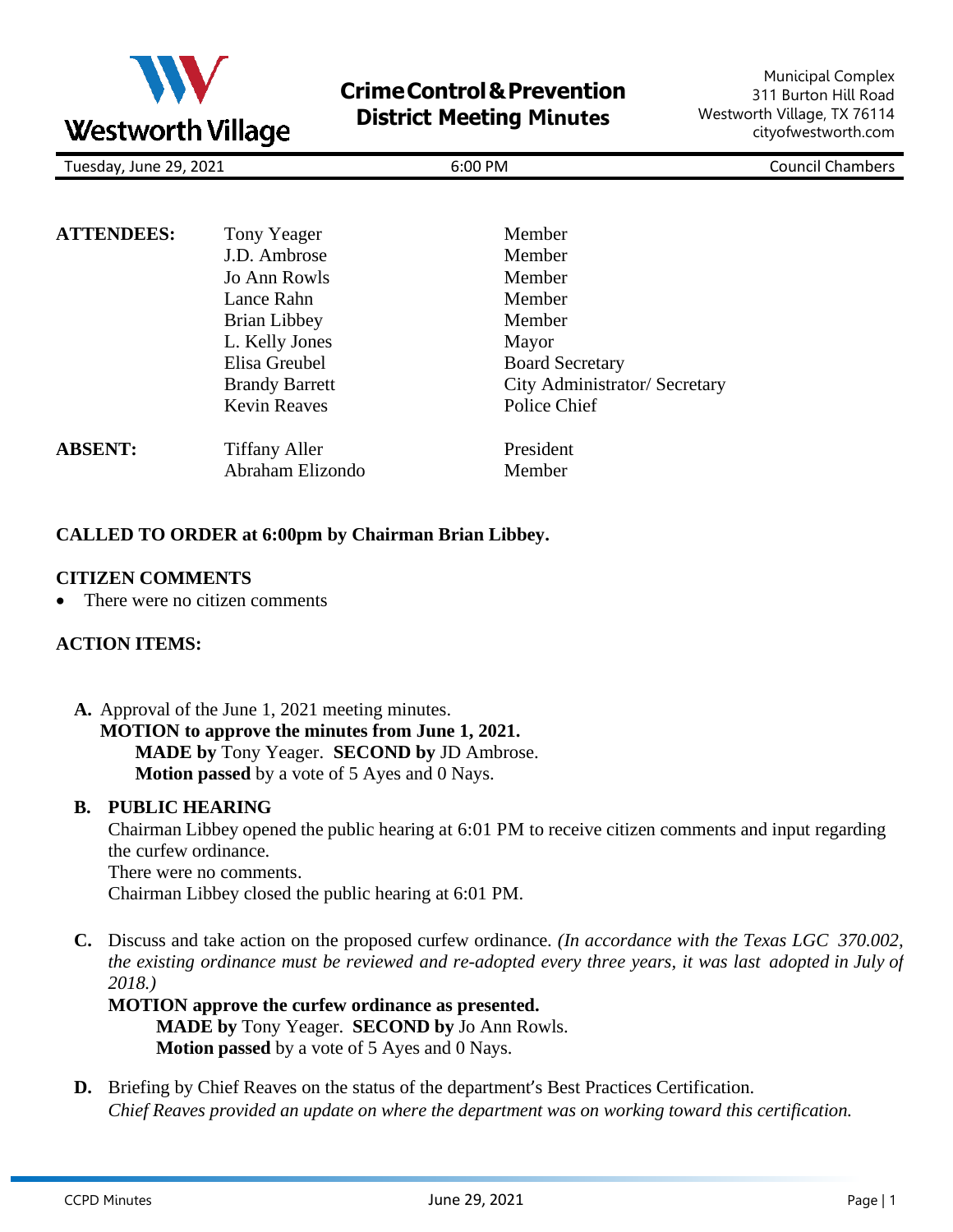Westworth Village

# Crime Control & Prevention District Meeting Minutes

Municipal Complex
311 Burton Hill Road
Westworth Village, TX 76114
cityofwestworth.com

Tuesday, June 29, 2021 | 6:00 PM | Council Chambers

| | | |
|---|---|---|
| **ATTENDEES:** | Tony Yeager | Member |
| | J.D. Ambrose | Member |
| | Jo Ann Rowls | Member |
| | Lance Rahn | Member |
| | Brian Libbey | Member |
| | L. Kelly Jones | Mayor |
| | Elisa Greubel | Board Secretary |
| | Brandy Barrett | City Administrator/ Secretary |
| | Kevin Reaves | Police Chief |
| **ABSENT:** | Tiffany Aller | President |
| | Abraham Elizondo | Member |

**CALLED TO ORDER at 6:00pm by Chairman Brian Libbey.**

**CITIZEN COMMENTS**

- There were no citizen comments

**ACTION ITEMS:**

**A.** Approval of the June 1, 2021 meeting minutes.
**MOTION to approve the minutes from June 1, 2021.**
**MADE by** Tony Yeager. **SECOND by** JD Ambrose.
**Motion passed** by a vote of 5 Ayes and 0 Nays.

**B. PUBLIC HEARING**
Chairman Libbey opened the public hearing at 6:01 PM to receive citizen comments and input regarding the curfew ordinance.
There were no comments.
Chairman Libbey closed the public hearing at 6:01 PM.

**C.** Discuss and take action on the proposed curfew ordinance. *(In accordance with the Texas LGC 370.002, the existing ordinance must be reviewed and re-adopted every three years, it was last adopted in July of 2018.)*
**MOTION approve the curfew ordinance as presented.**
**MADE by** Tony Yeager. **SECOND by** Jo Ann Rowls.
**Motion passed** by a vote of 5 Ayes and 0 Nays.

**D.** Briefing by Chief Reaves on the status of the department's Best Practices Certification.
*Chief Reaves provided an update on where the department was on working toward this certification.*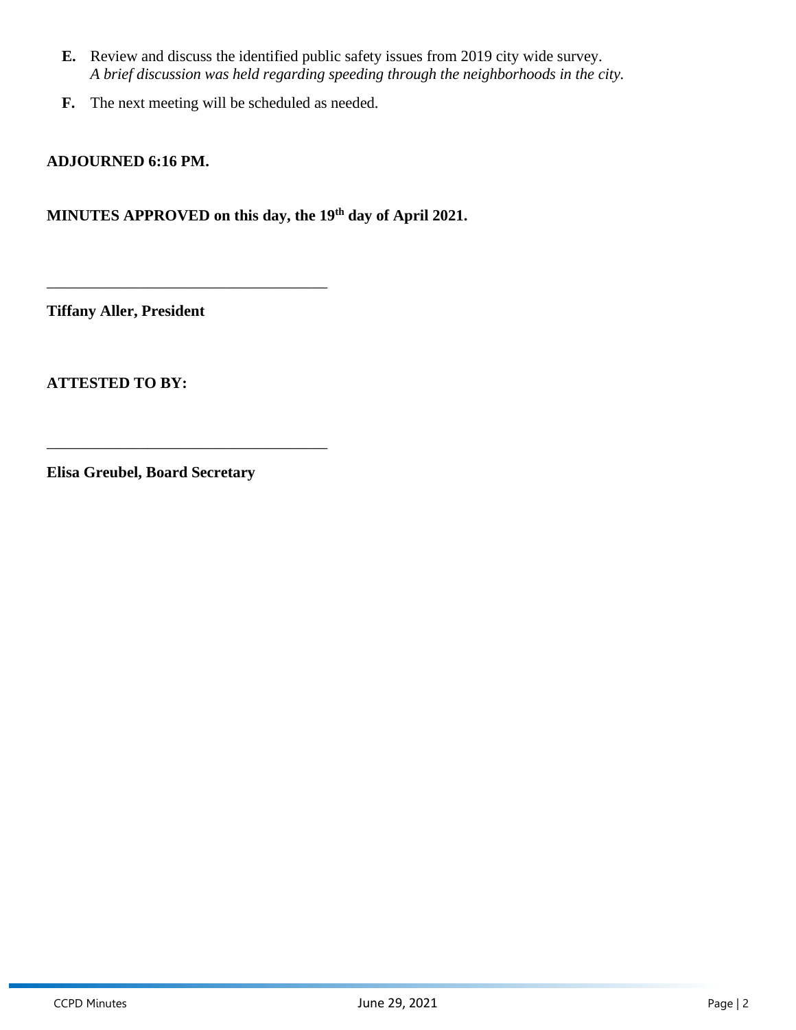**E.** Review and discuss the identified public safety issues from 2019 city wide survey.
*A brief discussion was held regarding speeding through the neighborhoods in the city.*

**F.** The next meeting will be scheduled as needed.

**ADJOURNED 6:16 PM.**

**MINUTES APPROVED on this day, the 19th day of April 2021.**

_____________________________________

**Tiffany Aller, President**

**ATTESTED TO BY:**

_____________________________________

**Elisa Greubel, Board Secretary**